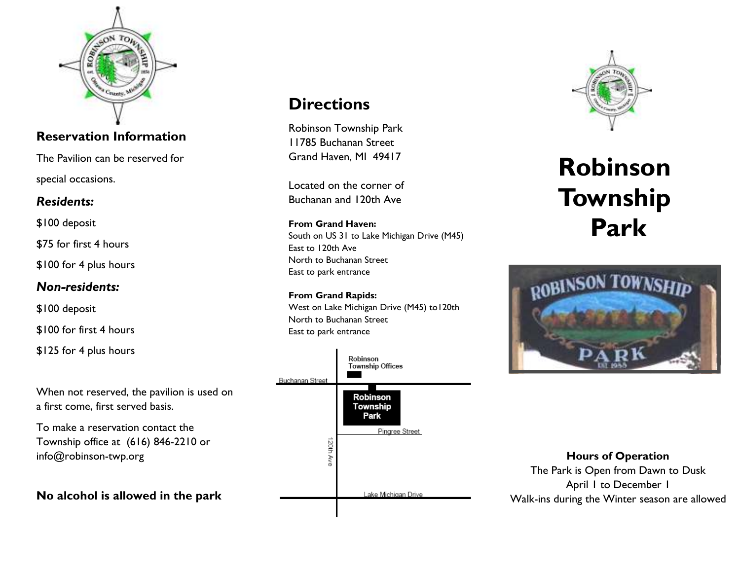## Reservation Information

The Pavilion can be reserved for special occasions.

### *Residents:*

$100 deposit

$75 for first 4 hours

$100 for 4 plus hours

### *Non-residents:*

$100 deposit

$100 for first 4 hours

$125 for 4 plus hours

When not reserved, the pavilion is used on a first come, first served basis.

To make a reservation contact the Township office at (616) 846-2210 or info@robinson-twp.org

**No alcohol is allowed in the park**

## Directions

Robinson Township Park
11785 Buchanan Street
Grand Haven, MI 49417

Located on the corner of Buchanan and 120th Ave

**From Grand Haven:**
South on US 31 to Lake Michigan Drive (M45)
East to 120th Ave
North to Buchanan Street
East to park entrance

**From Grand Rapids:**
West on Lake Michigan Drive (M45) to120th
North to Buchanan Street
East to park entrance

Robinson Township Offices

Buchanan Street

Robinson Township Park

Pingree Street

120th Ave

Lake Michigan Drive

# Robinson Township Park

**Hours of Operation**
The Park is Open from Dawn to Dusk
April 1 to December 1
Walk-ins during the Winter season are allowed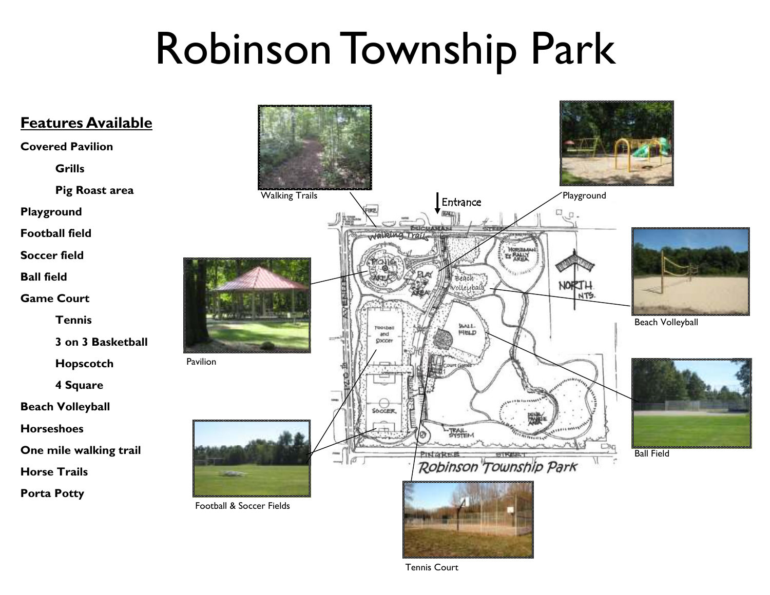# Robinson Township Park

## Features Available

**Covered Pavilion**

- **Grills**
- **Pig Roast area**

**Playground**

**Football field**

**Soccer field**

**Ball field**

**Game Court**

- **Tennis**
- **3 on 3 Basketball**
- **Hopscotch**
- **4 Square**

**Beach Volleyball**

**Horseshoes**

**One mile walking trail**

**Horse Trails**

**Porta Potty**

Walking Trails

Playground

Entrance

Pavilion

Beach Volleyball

Ball Field

Football & Soccer Fields

Tennis Court